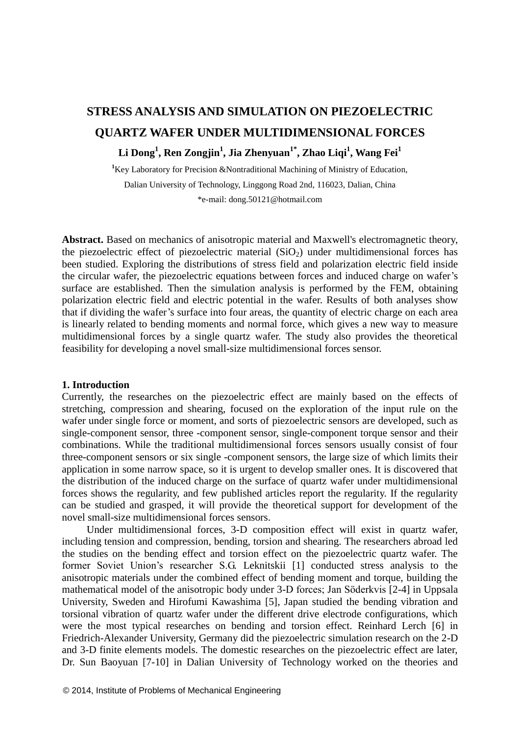# STRESS ANALYSIS AND SIMULATION ON PIEZOELECTRIC QUARTZ WAFER UNDER MULTIDIMENSIONAL FORCES

**Li Dong[1], Ren Zongjin[1], Jia Zhenyuan[1*], Zhao Liqi[1], Wang Fei[1]**

[1]Key Laboratory for Precision &Nontraditional Machining of Ministry of Education,

Dalian University of Technology, Linggong Road 2nd, 116023, Dalian, China

*e-mail: dong.50121@hotmail.com

**Abstract.** Based on mechanics of anisotropic material and Maxwell's electromagnetic theory, the piezoelectric effect of piezoelectric material ($SiO_2$) under multidimensional forces has been studied. Exploring the distributions of stress field and polarization electric field inside the circular wafer, the piezoelectric equations between forces and induced charge on wafer's surface are established. Then the simulation analysis is performed by the FEM, obtaining polarization electric field and electric potential in the wafer. Results of both analyses show that if dividing the wafer's surface into four areas, the quantity of electric charge on each area is linearly related to bending moments and normal force, which gives a new way to measure multidimensional forces by a single quartz wafer. The study also provides the theoretical feasibility for developing a novel small-size multidimensional forces sensor.

## 1. Introduction

Currently, the researches on the piezoelectric effect are mainly based on the effects of stretching, compression and shearing, focused on the exploration of the input rule on the wafer under single force or moment, and sorts of piezoelectric sensors are developed, such as single-component sensor, three -component sensor, single-component torque sensor and their combinations. While the traditional multidimensional forces sensors usually consist of four three-component sensors or six single -component sensors, the large size of which limits their application in some narrow space, so it is urgent to develop smaller ones. It is discovered that the distribution of the induced charge on the surface of quartz wafer under multidimensional forces shows the regularity, and few published articles report the regularity. If the regularity can be studied and grasped, it will provide the theoretical support for development of the novel small-size multidimensional forces sensors.

Under multidimensional forces, 3-D composition effect will exist in quartz wafer, including tension and compression, bending, torsion and shearing. The researchers abroad led the studies on the bending effect and torsion effect on the piezoelectric quartz wafer. The former Soviet Union's researcher S.G. Leknitskii [1] conducted stress analysis to the anisotropic materials under the combined effect of bending moment and torque, building the mathematical model of the anisotropic body under 3-D forces; Jan Söderkvis [2-4] in Uppsala University, Sweden and Hirofumi Kawashima [5], Japan studied the bending vibration and torsional vibration of quartz wafer under the different drive electrode configurations, which were the most typical researches on bending and torsion effect. Reinhard Lerch [6] in Friedrich-Alexander University, Germany did the piezoelectric simulation research on the 2-D and 3-D finite elements models. The domestic researches on the piezoelectric effect are later, Dr. Sun Baoyuan [7-10] in Dalian University of Technology worked on the theories and

© 2014, Institute of Problems of Mechanical Engineering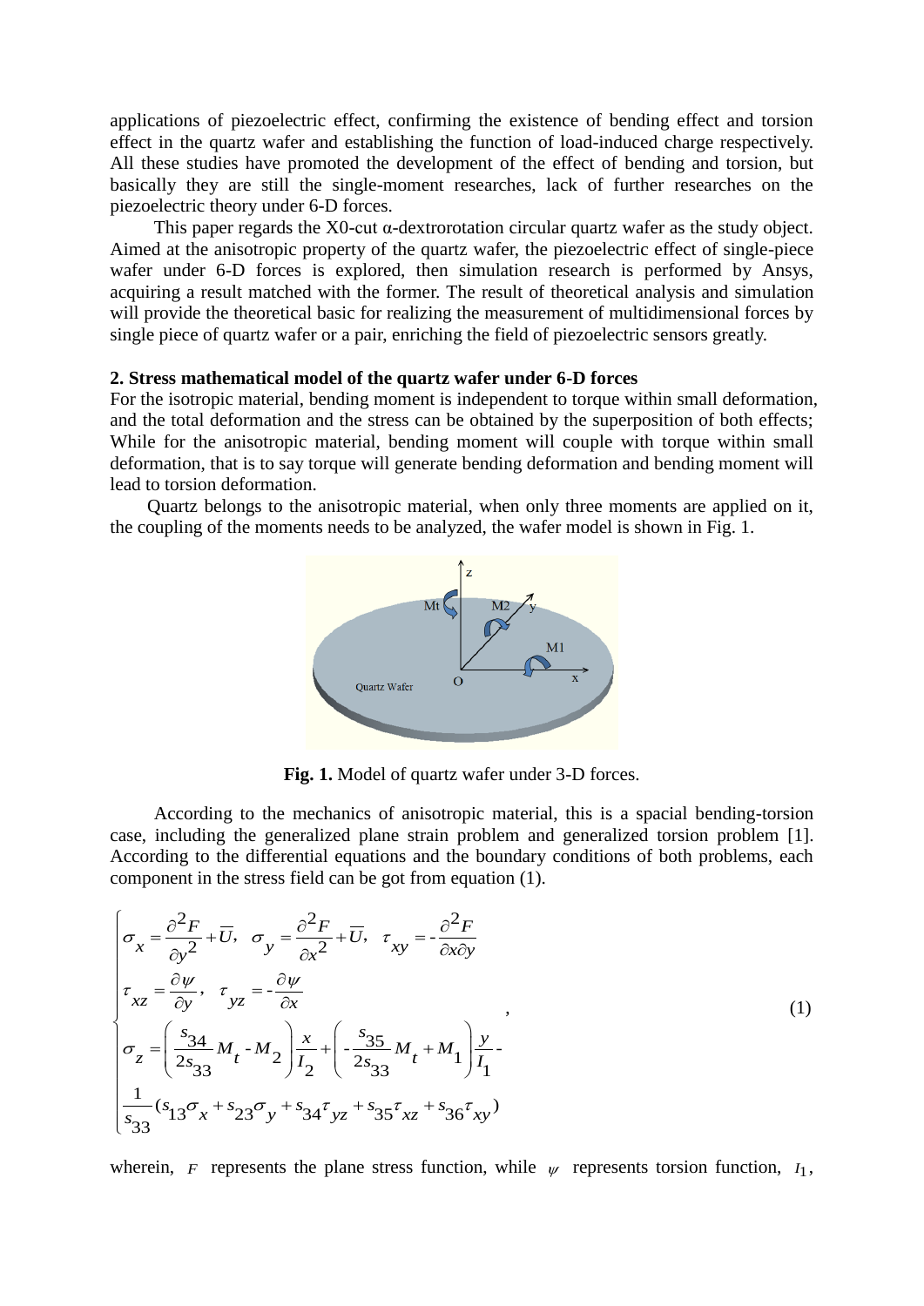applications of piezoelectric effect, confirming the existence of bending effect and torsion effect in the quartz wafer and establishing the function of load-induced charge respectively. All these studies have promoted the development of the effect of bending and torsion, but basically they are still the single-moment researches, lack of further researches on the piezoelectric theory under 6-D forces.

This paper regards the X0-cut α-dextrorotation circular quartz wafer as the study object. Aimed at the anisotropic property of the quartz wafer, the piezoelectric effect of single-piece wafer under 6-D forces is explored, then simulation research is performed by Ansys, acquiring a result matched with the former. The result of theoretical analysis and simulation will provide the theoretical basic for realizing the measurement of multidimensional forces by single piece of quartz wafer or a pair, enriching the field of piezoelectric sensors greatly.

## 2. Stress mathematical model of the quartz wafer under 6-D forces

For the isotropic material, bending moment is independent to torque within small deformation, and the total deformation and the stress can be obtained by the superposition of both effects; While for the anisotropic material, bending moment will couple with torque within small deformation, that is to say torque will generate bending deformation and bending moment will lead to torsion deformation.

Quartz belongs to the anisotropic material, when only three moments are applied on it, the coupling of the moments needs to be analyzed, the wafer model is shown in Fig. 1.

**Fig. 1.** Model of quartz wafer under 3-D forces.

According to the mechanics of anisotropic material, this is a spacial bending-torsion case, including the generalized plane strain problem and generalized torsion problem [1]. According to the differential equations and the boundary conditions of both problems, each component in the stress field can be got from equation (1).

$$
\begin{cases}
\sigma_x = \dfrac{\partial^2 F}{\partial y^2} + \overline{U}, \quad \sigma_y = \dfrac{\partial^2 F}{\partial x^2} + \overline{U}, \quad \tau_{xy} = -\dfrac{\partial^2 F}{\partial x \partial y} \\[2ex]
\tau_{xz} = \dfrac{\partial \psi}{\partial y}, \quad \tau_{yz} = -\dfrac{\partial \psi}{\partial x} \\[2ex]
\sigma_z = \left( \dfrac{s_{34}}{2s_{33}} M_t - M_2 \right) \dfrac{x}{I_2} + \left( -\dfrac{s_{35}}{2s_{33}} M_t + M_1 \right) \dfrac{y}{I_1} - \\[2ex]
\dfrac{1}{s_{33}} (s_{13}\sigma_x + s_{23}\sigma_y + s_{34}\tau_{yz} + s_{35}\tau_{xz} + s_{36}\tau_{xy})
\end{cases}
, \tag{1}
$$

wherein, $F$ represents the plane stress function, while $\psi$ represents torsion function, $I_1$,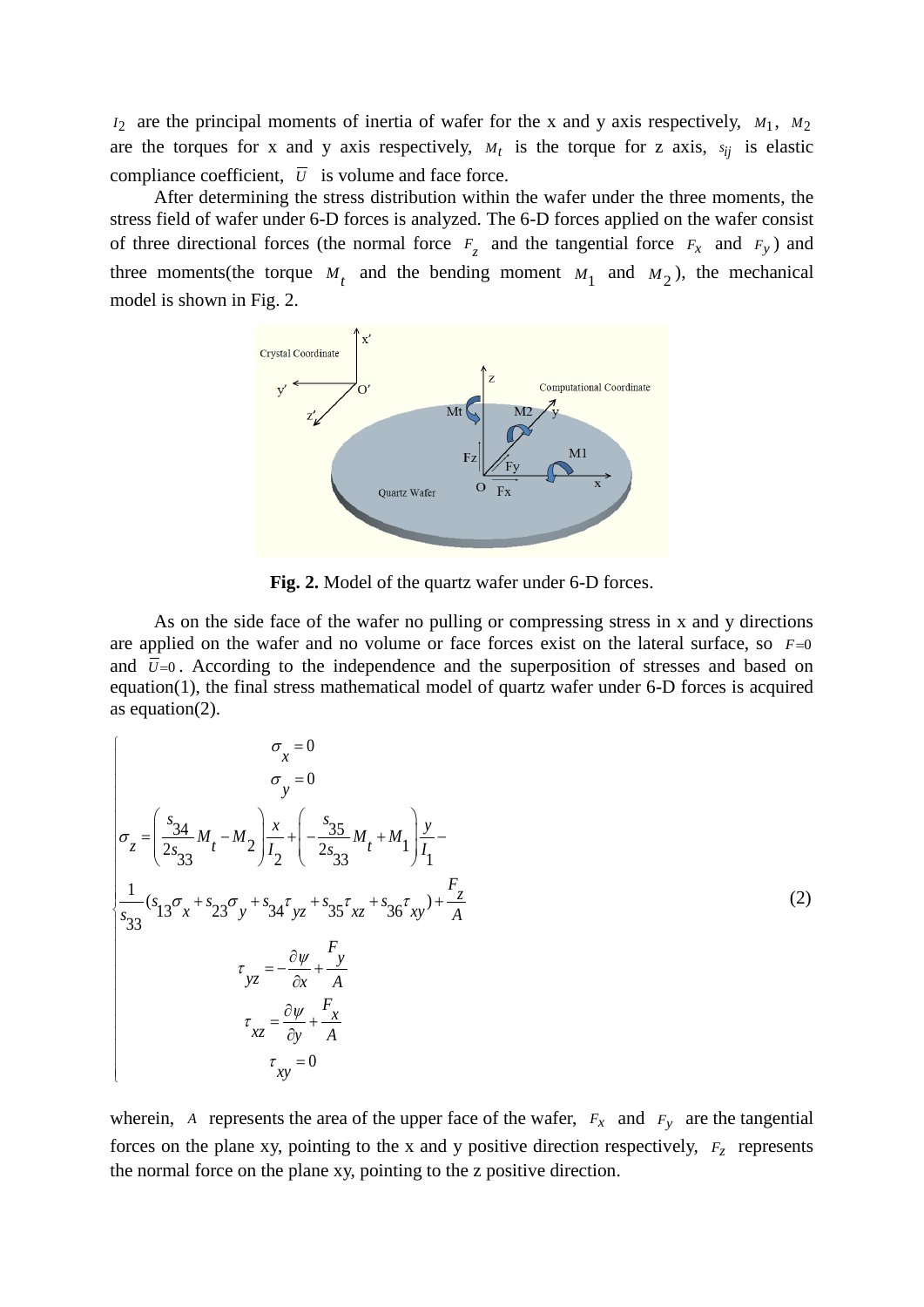$I_2$ are the principal moments of inertia of wafer for the x and y axis respectively, $M_1$, $M_2$ are the torques for x and y axis respectively, $M_t$ is the torque for z axis, $s_{ij}$ is elastic compliance coefficient, $\overline{U}$ is volume and face force.

After determining the stress distribution within the wafer under the three moments, the stress field of wafer under 6-D forces is analyzed. The 6-D forces applied on the wafer consist of three directional forces (the normal force $F_z$ and the tangential force $F_x$ and $F_y$) and three moments(the torque $M_t$ and the bending moment $M_1$ and $M_2$), the mechanical model is shown in Fig. 2.

**Fig. 2.** Model of the quartz wafer under 6-D forces.

As on the side face of the wafer no pulling or compressing stress in x and y directions are applied on the wafer and no volume or face forces exist on the lateral surface, so $F=0$ and $\overline{U}=0$. According to the independence and the superposition of stresses and based on equation(1), the final stress mathematical model of quartz wafer under 6-D forces is acquired as equation(2).

$$
\begin{cases}
\sigma_x = 0 \\
\sigma_y = 0 \\
\sigma_z = \left(\dfrac{s_{34}}{2s_{33}} M_t - M_2\right)\dfrac{x}{I_2} + \left(-\dfrac{s_{35}}{2s_{33}} M_t + M_1\right)\dfrac{y}{I_1} - \\
\dfrac{1}{s_{33}}(s_{13}\sigma_x + s_{23}\sigma_y + s_{34}\tau_{yz} + s_{35}\tau_{xz} + s_{36}\tau_{xy}) + \dfrac{F_z}{A} \\
\tau_{yz} = -\dfrac{\partial \psi}{\partial x} + \dfrac{F_y}{A} \\
\tau_{xz} = \dfrac{\partial \psi}{\partial y} + \dfrac{F_x}{A} \\
\tau_{xy} = 0
\end{cases}
\tag{2}
$$

wherein, $A$ represents the area of the upper face of the wafer, $F_x$ and $F_y$ are the tangential forces on the plane xy, pointing to the x and y positive direction respectively, $F_z$ represents the normal force on the plane xy, pointing to the z positive direction.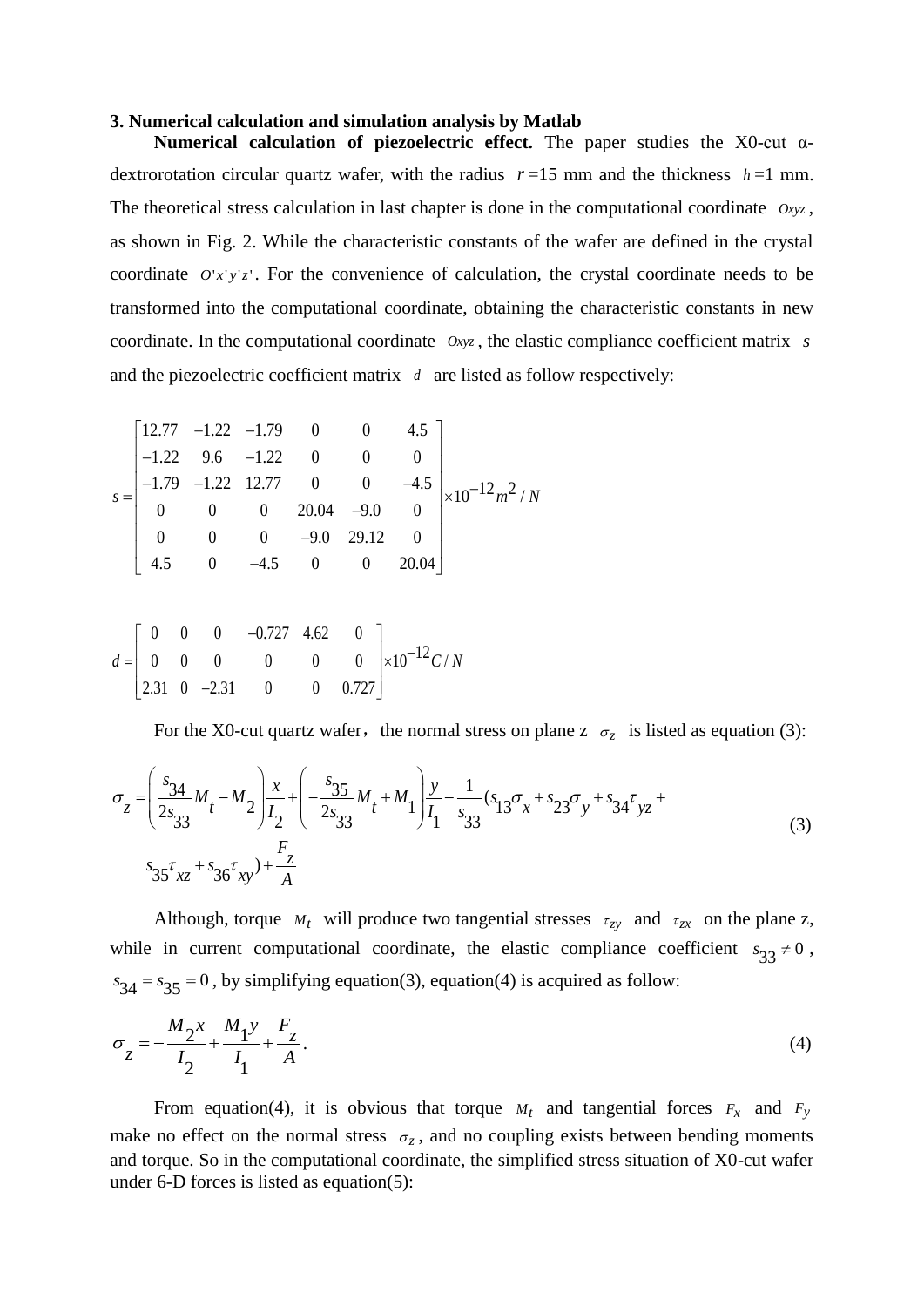### 3. Numerical calculation and simulation analysis by Matlab

**Numerical calculation of piezoelectric effect.** The paper studies the X0-cut α-dextrorotation circular quartz wafer, with the radius $r$ =15 mm and the thickness $h$ =1 mm. The theoretical stress calculation in last chapter is done in the computational coordinate $Oxyz$, as shown in Fig. 2. While the characteristic constants of the wafer are defined in the crystal coordinate $O'x'y'z'$. For the convenience of calculation, the crystal coordinate needs to be transformed into the computational coordinate, obtaining the characteristic constants in new coordinate. In the computational coordinate $Oxyz$, the elastic compliance coefficient matrix $s$ and the piezoelectric coefficient matrix $d$ are listed as follow respectively:

$$s = \begin{bmatrix} 12.77 & -1.22 & -1.79 & 0 & 0 & 4.5 \\ -1.22 & 9.6 & -1.22 & 0 & 0 & 0 \\ -1.79 & -1.22 & 12.77 & 0 & 0 & -4.5 \\ 0 & 0 & 0 & 20.04 & -9.0 & 0 \\ 0 & 0 & 0 & -9.0 & 29.12 & 0 \\ 4.5 & 0 & -4.5 & 0 & 0 & 20.04 \end{bmatrix} \times 10^{-12} m^2 / N$$

$$d = \begin{bmatrix} 0 & 0 & 0 & -0.727 & 4.62 & 0 \\ 0 & 0 & 0 & 0 & 0 & 0 \\ 2.31 & 0 & -2.31 & 0 & 0 & 0.727 \end{bmatrix} \times 10^{-12} C / N$$

For the X0-cut quartz wafer, the normal stress on plane z $\sigma_z$ is listed as equation (3):

$$\sigma_z = \left( \frac{s_{34}}{2s_{33}} M_t - M_2 \right) \frac{x}{I_2} + \left( -\frac{s_{35}}{2s_{33}} M_t + M_1 \right) \frac{y}{I_1} - \frac{1}{s_{33}} (s_{13}\sigma_x + s_{23}\sigma_y + s_{34}\tau_{yz} + s_{35}\tau_{xz} + s_{36}\tau_{xy}) + \frac{F_z}{A} \tag{3}$$

Although, torque $M_t$ will produce two tangential stresses $\tau_{zy}$ and $\tau_{zx}$ on the plane z, while in current computational coordinate, the elastic compliance coefficient $s_{33} \neq 0$, $s_{34} = s_{35} = 0$, by simplifying equation(3), equation(4) is acquired as follow:

$$\sigma_z = -\frac{M_2 x}{I_2} + \frac{M_1 y}{I_1} + \frac{F_z}{A}. \tag{4}$$

From equation(4), it is obvious that torque $M_t$ and tangential forces $F_x$ and $F_y$ make no effect on the normal stress $\sigma_z$, and no coupling exists between bending moments and torque. So in the computational coordinate, the simplified stress situation of X0-cut wafer under 6-D forces is listed as equation(5):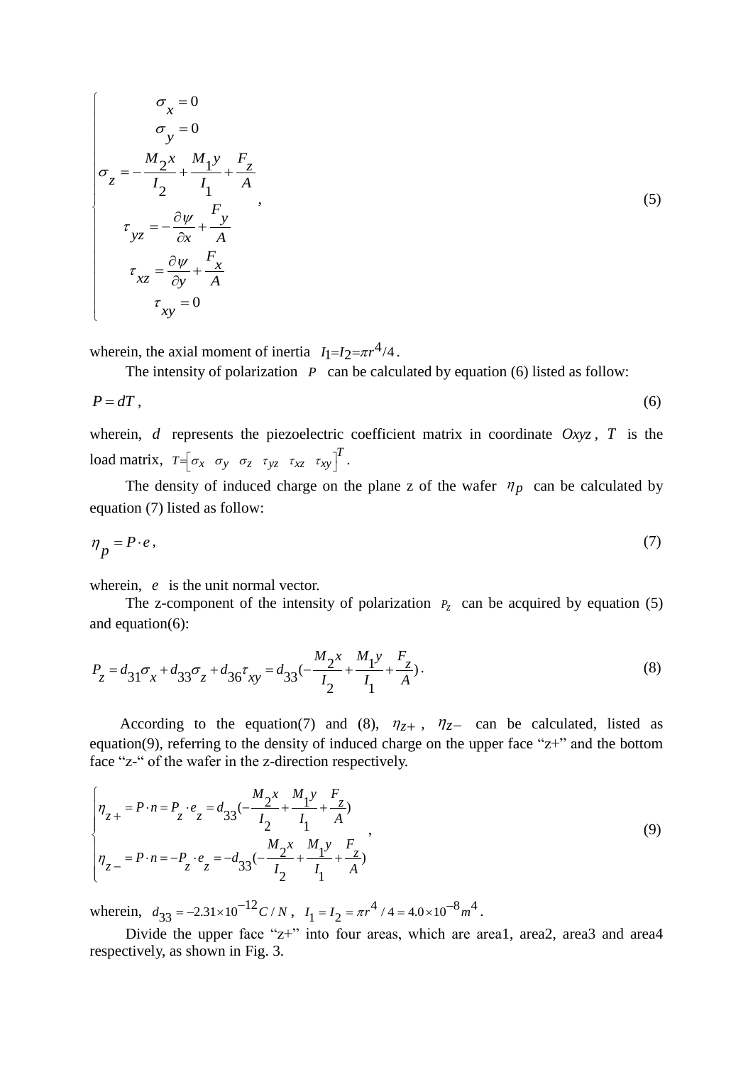$$
\begin{cases}
\sigma_x = 0 \\
\sigma_y = 0 \\
\sigma_z = -\dfrac{M_2 x}{I_2} + \dfrac{M_1 y}{I_1} + \dfrac{F_z}{A} \\
\tau_{yz} = -\dfrac{\partial \psi}{\partial x} + \dfrac{F_y}{A} \\
\tau_{xz} = \dfrac{\partial \psi}{\partial y} + \dfrac{F_x}{A} \\
\tau_{xy} = 0
\end{cases}, \tag{5}
$$

wherein, the axial moment of inertia $I_1 = I_2 = \pi r^4/4$.

The intensity of polarization $P$ can be calculated by equation (6) listed as follow:

$$
P = dT, \tag{6}
$$

wherein, $d$ represents the piezoelectric coefficient matrix in coordinate $Oxyz$, $T$ is the load matrix, $T = \begin{bmatrix} \sigma_x & \sigma_y & \sigma_z & \tau_{yz} & \tau_{xz} & \tau_{xy} \end{bmatrix}^T$.

The density of induced charge on the plane z of the wafer $\eta_p$ can be calculated by equation (7) listed as follow:

$$
\eta_p = P \cdot e, \tag{7}
$$

wherein, $e$ is the unit normal vector.

The z-component of the intensity of polarization $P_z$ can be acquired by equation (5) and equation(6):

$$
P_z = d_{31}\sigma_x + d_{33}\sigma_z + d_{36}\tau_{xy} = d_{33}\left(-\frac{M_2 x}{I_2} + \frac{M_1 y}{I_1} + \frac{F_z}{A}\right). \tag{8}
$$

According to the equation(7) and (8), $\eta_{z+}$, $\eta_{z-}$ can be calculated, listed as equation(9), referring to the density of induced charge on the upper face "z+" and the bottom face "z-" of the wafer in the z-direction respectively.

$$
\begin{cases}
\eta_{z+} = P \cdot n = P_z \cdot e_z = d_{33}\left(-\dfrac{M_2 x}{I_2} + \dfrac{M_1 y}{I_1} + \dfrac{F_z}{A}\right) \\
\eta_{z-} = P \cdot n = -P_z \cdot e_z = -d_{33}\left(-\dfrac{M_2 x}{I_2} + \dfrac{M_1 y}{I_1} + \dfrac{F_z}{A}\right)
\end{cases}, \tag{9}
$$

wherein, $d_{33} = -2.31 \times 10^{-12} C/N$, $I_1 = I_2 = \pi r^4/4 = 4.0 \times 10^{-8} m^4$.

Divide the upper face "z+" into four areas, which are area1, area2, area3 and area4 respectively, as shown in Fig. 3.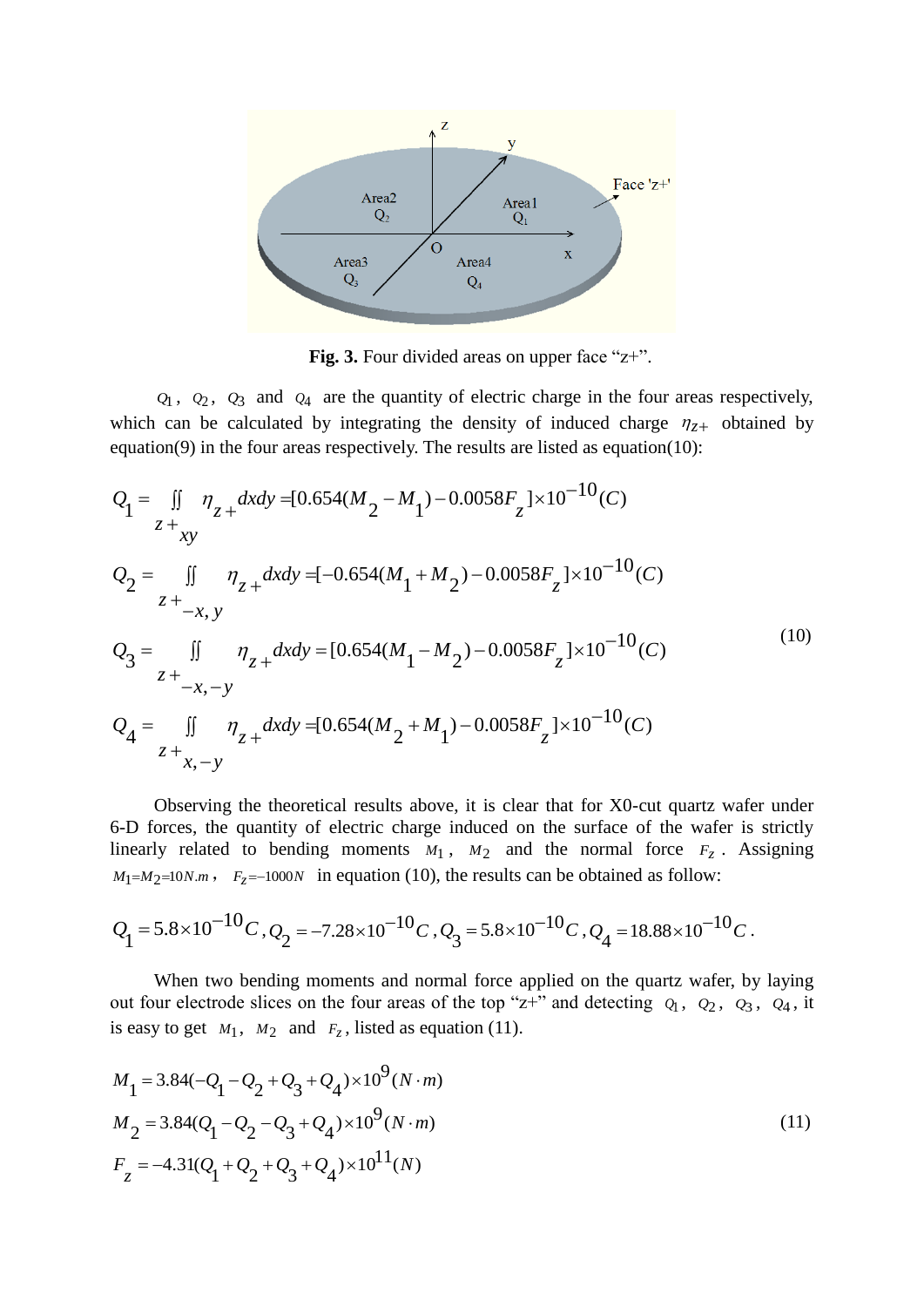**Fig. 3.** Four divided areas on upper face "z+".

$Q_1$, $Q_2$, $Q_3$ and $Q_4$ are the quantity of electric charge in the four areas respectively, which can be calculated by integrating the density of induced charge $\eta_{z+}$ obtained by equation(9) in the four areas respectively. The results are listed as equation(10):

$$
\begin{aligned}
Q_1 &= \iint_{z+_{xy}} \eta_{z+} dxdy = [0.654(M_2 - M_1) - 0.0058F_z] \times 10^{-10}(C) \\
Q_2 &= \iint_{z+_{-x,y}} \eta_{z+} dxdy = [-0.654(M_1 + M_2) - 0.0058F_z] \times 10^{-10}(C) \\
Q_3 &= \iint_{z+_{-x,-y}} \eta_{z+} dxdy = [0.654(M_1 - M_2) - 0.0058F_z] \times 10^{-10}(C) \\
Q_4 &= \iint_{z+_{x,-y}} \eta_{z+} dxdy = [0.654(M_2 + M_1) - 0.0058F_z] \times 10^{-10}(C)
\end{aligned}
\tag{10}
$$

Observing the theoretical results above, it is clear that for X0-cut quartz wafer under 6-D forces, the quantity of electric charge induced on the surface of the wafer is strictly linearly related to bending moments $M_1$, $M_2$ and the normal force $F_z$. Assigning $M_1 = M_2 = 10N.m$, $F_z = -1000N$ in equation (10), the results can be obtained as follow:

$$
Q_1 = 5.8 \times 10^{-10}C, Q_2 = -7.28 \times 10^{-10}C, Q_3 = 5.8 \times 10^{-10}C, Q_4 = 18.88 \times 10^{-10}C.
$$

When two bending moments and normal force applied on the quartz wafer, by laying out four electrode slices on the four areas of the top "z+" and detecting $Q_1$, $Q_2$, $Q_3$, $Q_4$, it is easy to get $M_1$, $M_2$ and $F_z$, listed as equation (11).

$$
\begin{aligned}
M_1 &= 3.84(-Q_1 - Q_2 + Q_3 + Q_4) \times 10^9 (N \cdot m) \\
M_2 &= 3.84(Q_1 - Q_2 - Q_3 + Q_4) \times 10^9 (N \cdot m) \\
F_z &= -4.31(Q_1 + Q_2 + Q_3 + Q_4) \times 10^{11} (N)
\end{aligned}
\tag{11}
$$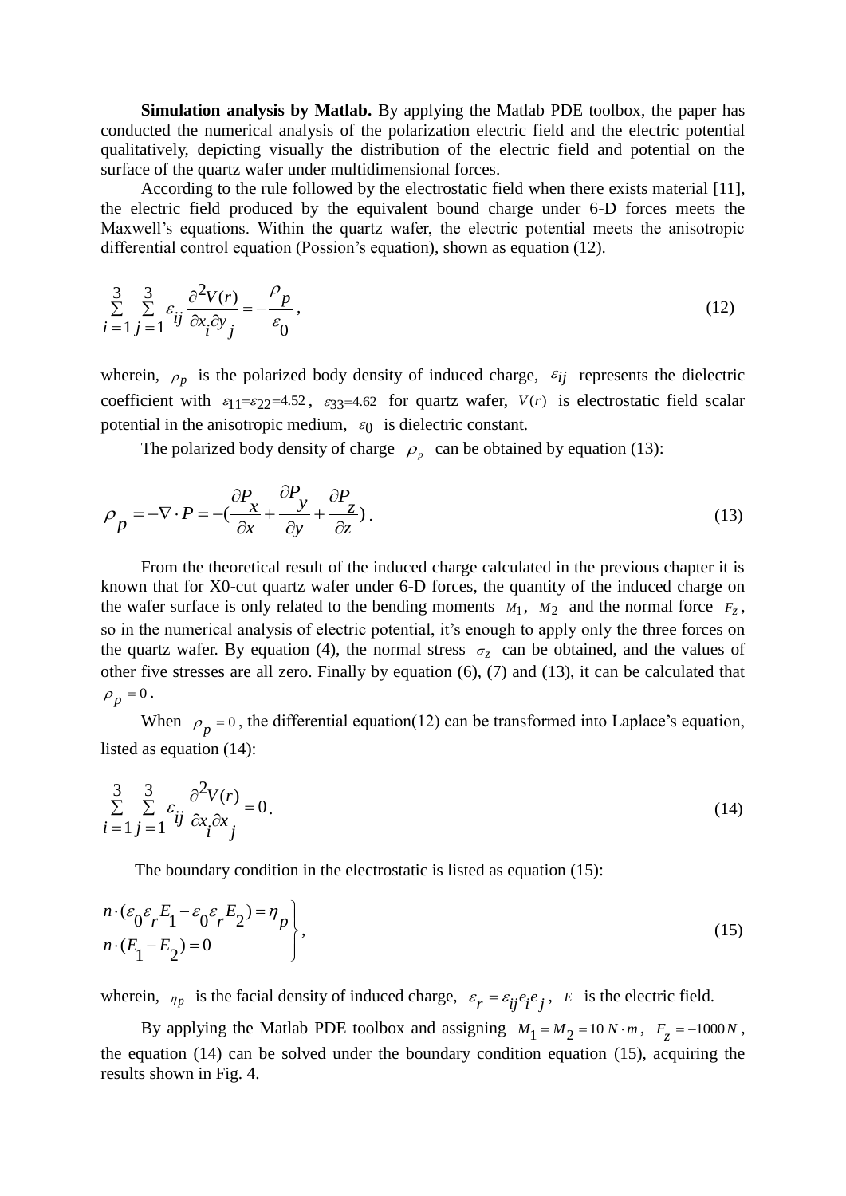**Simulation analysis by Matlab.** By applying the Matlab PDE toolbox, the paper has conducted the numerical analysis of the polarization electric field and the electric potential qualitatively, depicting visually the distribution of the electric field and potential on the surface of the quartz wafer under multidimensional forces.

According to the rule followed by the electrostatic field when there exists material [11], the electric field produced by the equivalent bound charge under 6-D forces meets the Maxwell's equations. Within the quartz wafer, the electric potential meets the anisotropic differential control equation (Possion's equation), shown as equation (12).

$$\sum_{i=1}^{3}\sum_{j=1}^{3}\varepsilon_{ij}\frac{\partial^2 V(r)}{\partial x_i \partial y_j} = -\frac{\rho_p}{\varepsilon_0}, \tag{12}$$

wherein, $\rho_p$ is the polarized body density of induced charge, $\varepsilon_{ij}$ represents the dielectric coefficient with $\varepsilon_{11}=\varepsilon_{22}=4.52$, $\varepsilon_{33}=4.62$ for quartz wafer, $V(r)$ is electrostatic field scalar potential in the anisotropic medium, $\varepsilon_0$ is dielectric constant.

The polarized body density of charge $\rho_p$ can be obtained by equation (13):

$$\rho_p = -\nabla \cdot P = -\left(\frac{\partial P_x}{\partial x} + \frac{\partial P_y}{\partial y} + \frac{\partial P_z}{\partial z}\right). \tag{13}$$

From the theoretical result of the induced charge calculated in the previous chapter it is known that for X0-cut quartz wafer under 6-D forces, the quantity of the induced charge on the wafer surface is only related to the bending moments $M_1$, $M_2$ and the normal force $F_z$, so in the numerical analysis of electric potential, it's enough to apply only the three forces on the quartz wafer. By equation (4), the normal stress $\sigma_z$ can be obtained, and the values of other five stresses are all zero. Finally by equation (6), (7) and (13), it can be calculated that $\rho_p = 0$.

When $\rho_p = 0$, the differential equation(12) can be transformed into Laplace's equation, listed as equation (14):

$$\sum_{i=1}^{3}\sum_{j=1}^{3}\varepsilon_{ij}\frac{\partial^2 V(r)}{\partial x_i \partial x_j} = 0. \tag{14}$$

The boundary condition in the electrostatic is listed as equation (15):

$$\left.\begin{aligned} &n\cdot(\varepsilon_0\varepsilon_r E_1 - \varepsilon_0\varepsilon_r E_2) = \eta_p \\ &n\cdot(E_1 - E_2) = 0 \end{aligned}\right\}, \tag{15}$$

wherein, $\eta_p$ is the facial density of induced charge, $\varepsilon_r = \varepsilon_{ij}e_ie_j$, $E$ is the electric field.

By applying the Matlab PDE toolbox and assigning $M_1 = M_2 = 10\ N\cdot m$, $F_z = -1000N$, the equation (14) can be solved under the boundary condition equation (15), acquiring the results shown in Fig. 4.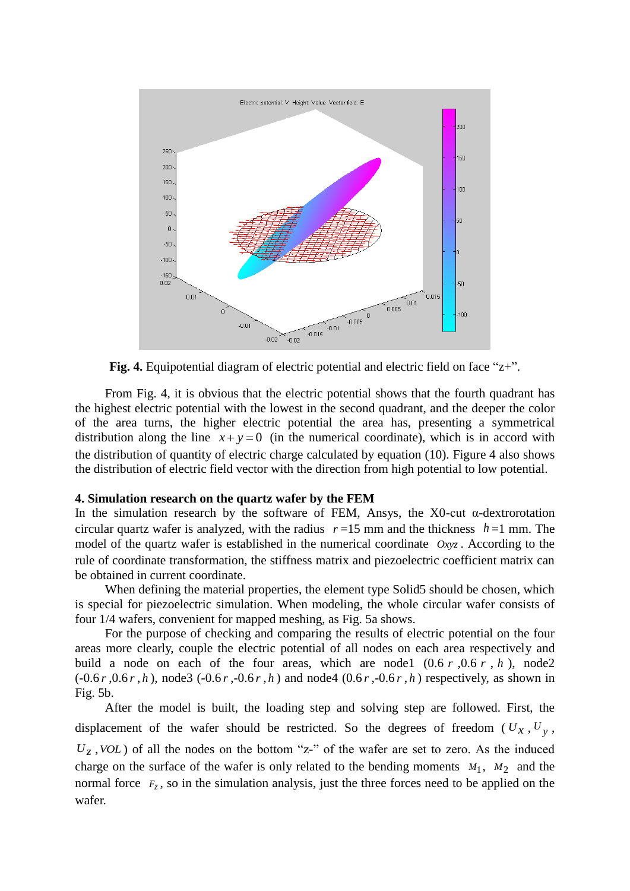**Fig. 4.** Equipotential diagram of electric potential and electric field on face "z+".

From Fig. 4, it is obvious that the electric potential shows that the fourth quadrant has the highest electric potential with the lowest in the second quadrant, and the deeper the color of the area turns, the higher electric potential the area has, presenting a symmetrical distribution along the line $x+y=0$ (in the numerical coordinate), which is in accord with the distribution of quantity of electric charge calculated by equation (10). Figure 4 also shows the distribution of electric field vector with the direction from high potential to low potential.

#### 4. Simulation research on the quartz wafer by the FEM

In the simulation research by the software of FEM, Ansys, the X0-cut α-dextrorotation circular quartz wafer is analyzed, with the radius $r$ =15 mm and the thickness $h$ =1 mm. The model of the quartz wafer is established in the numerical coordinate $Oxyz$. According to the rule of coordinate transformation, the stiffness matrix and piezoelectric coefficient matrix can be obtained in current coordinate.

When defining the material properties, the element type Solid5 should be chosen, which is special for piezoelectric simulation. When modeling, the whole circular wafer consists of four 1/4 wafers, convenient for mapped meshing, as Fig. 5a shows.

For the purpose of checking and comparing the results of electric potential on the four areas more clearly, couple the electric potential of all nodes on each area respectively and build a node on each of the four areas, which are node1 ($0.6r$, $0.6r$, $h$), node2 ($-0.6r$, $0.6r$, $h$), node3 ($-0.6r$, $-0.6r$, $h$) and node4 ($0.6r$, $-0.6r$, $h$) respectively, as shown in Fig. 5b.

After the model is built, the loading step and solving step are followed. First, the displacement of the wafer should be restricted. So the degrees of freedom ($U_X$, $U_y$, $U_Z$, $VOL$) of all the nodes on the bottom "z-" of the wafer are set to zero. As the induced charge on the surface of the wafer is only related to the bending moments $M_1$, $M_2$ and the normal force $F_z$, so in the simulation analysis, just the three forces need to be applied on the wafer.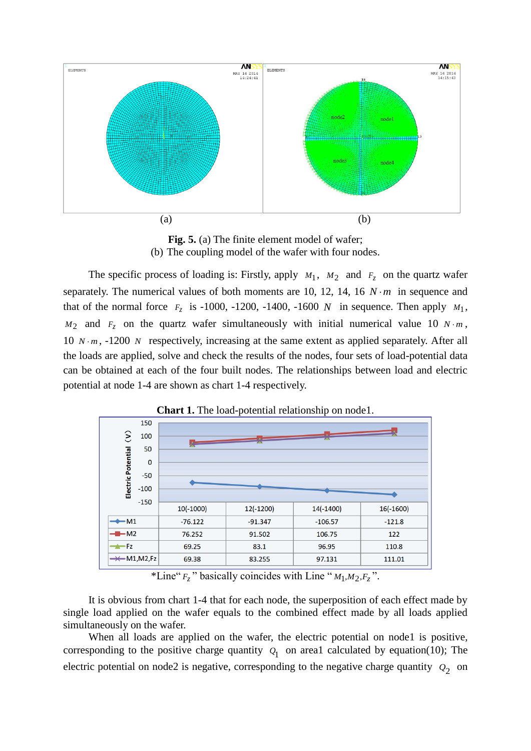(a) (b)

**Fig. 5.** (a) The finite element model of wafer;
(b) The coupling model of the wafer with four nodes.

The specific process of loading is: Firstly, apply $M_1$, $M_2$ and $F_z$ on the quartz wafer separately. The numerical values of both moments are 10, 12, 14, 16 $N \cdot m$ in sequence and that of the normal force $F_z$ is -1000, -1200, -1400, -1600 $N$ in sequence. Then apply $M_1$, $M_2$ and $F_z$ on the quartz wafer simultaneously with initial numerical value 10 $N \cdot m$, 10 $N \cdot m$, -1200 $N$ respectively, increasing at the same extent as applied separately. After all the loads are applied, solve and check the results of the nodes, four sets of load-potential data can be obtained at each of the four built nodes. The relationships between load and electric potential at node 1-4 are shown as chart 1-4 respectively.

**Chart 1.** The load-potential relationship on node1.

| | 10(-1000) | 12(-1200) | 14(-1400) | 16(-1600) |
|---|---|---|---|---|
| M1 | -76.122 | -91.347 | -106.57 | -121.8 |
| M2 | 76.252 | 91.502 | 106.75 | 122 |
| Fz | 69.25 | 83.1 | 96.95 | 110.8 |
| M1,M2,Fz | 69.38 | 83.255 | 97.131 | 111.01 |

*Line" $F_z$ " basically coincides with Line " $M_1$,$M_2$,$F_z$ ".

It is obvious from chart 1-4 that for each node, the superposition of each effect made by single load applied on the wafer equals to the combined effect made by all loads applied simultaneously on the wafer.

When all loads are applied on the wafer, the electric potential on node1 is positive, corresponding to the positive charge quantity $Q_1$ on area1 calculated by equation(10); The electric potential on node2 is negative, corresponding to the negative charge quantity $Q_2$ on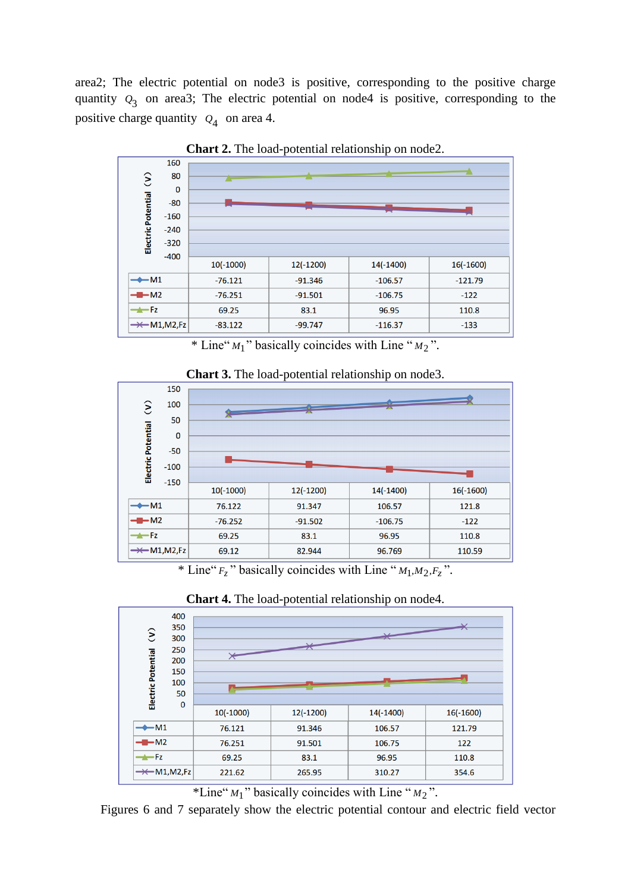area2; The electric potential on node3 is positive, corresponding to the positive charge quantity $Q_3$ on area3; The electric potential on node4 is positive, corresponding to the positive charge quantity $Q_4$ on area 4.

**Chart 2.** The load-potential relationship on node2.

| | 10(-1000) | 12(-1200) | 14(-1400) | 16(-1600) |
|---|---|---|---|---|
| M1 | -76.121 | -91.346 | -106.57 | -121.79 |
| M2 | -76.251 | -91.501 | -106.75 | -122 |
| Fz | 69.25 | 83.1 | 96.95 | 110.8 |
| M1,M2,Fz | -83.122 | -99.747 | -116.37 | -133 |

\* Line“ $M_1$ ” basically coincides with Line “ $M_2$ ”.

**Chart 3.** The load-potential relationship on node3.

| | 10(-1000) | 12(-1200) | 14(-1400) | 16(-1600) |
|---|---|---|---|---|
| M1 | 76.122 | 91.347 | 106.57 | 121.8 |
| M2 | -76.252 | -91.502 | -106.75 | -122 |
| Fz | 69.25 | 83.1 | 96.95 | 110.8 |
| M1,M2,Fz | 69.12 | 82.944 | 96.769 | 110.59 |

\* Line“ $F_z$ ” basically coincides with Line “ $M_1$,$M_2$,$F_z$ ”.

**Chart 4.** The load-potential relationship on node4.

| | 10(-1000) | 12(-1200) | 14(-1400) | 16(-1600) |
|---|---|---|---|---|
| M1 | 76.121 | 91.346 | 106.57 | 121.79 |
| M2 | 76.251 | 91.501 | 106.75 | 122 |
| Fz | 69.25 | 83.1 | 96.95 | 110.8 |
| M1,M2,Fz | 221.62 | 265.95 | 310.27 | 354.6 |

\*Line“ $M_1$ ” basically coincides with Line “ $M_2$ ”.

Figures 6 and 7 separately show the electric potential contour and electric field vector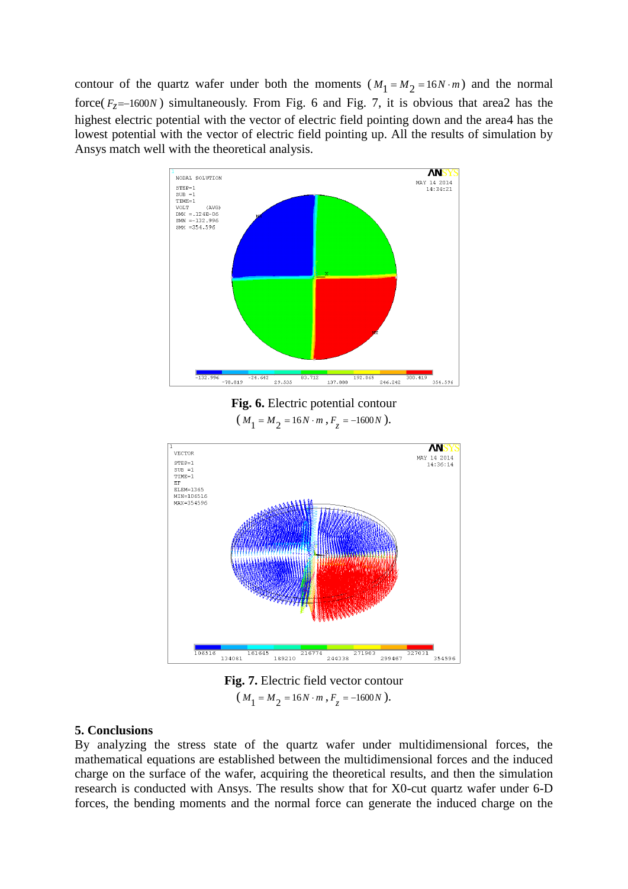contour of the quartz wafer under both the moments ($M_1 = M_2 = 16N \cdot m$) and the normal force($F_z$=–1600$N$) simultaneously. From Fig. 6 and Fig. 7, it is obvious that area2 has the highest electric potential with the vector of electric field pointing down and the area4 has the lowest potential with the vector of electric field pointing up. All the results of simulation by Ansys match well with the theoretical analysis.

**Fig. 6.** Electric potential contour
($M_1 = M_2 = 16N \cdot m$, $F_z = -1600N$).

**Fig. 7.** Electric field vector contour
($M_1 = M_2 = 16N \cdot m$, $F_z = -1600N$).

## 5. Conclusions

By analyzing the stress state of the quartz wafer under multidimensional forces, the mathematical equations are established between the multidimensional forces and the induced charge on the surface of the wafer, acquiring the theoretical results, and then the simulation research is conducted with Ansys. The results show that for X0-cut quartz wafer under 6-D forces, the bending moments and the normal force can generate the induced charge on the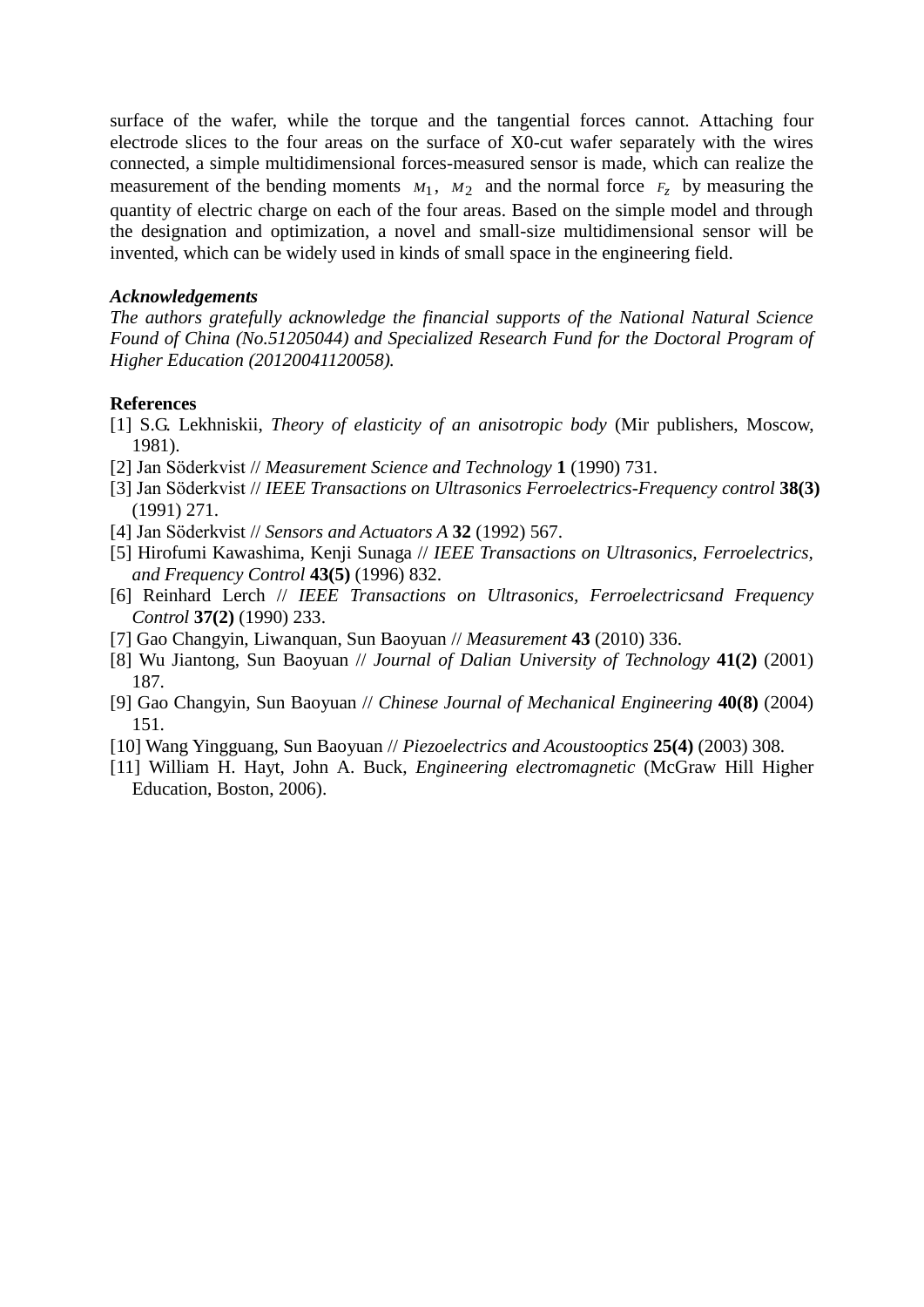surface of the wafer, while the torque and the tangential forces cannot. Attaching four electrode slices to the four areas on the surface of X0-cut wafer separately with the wires connected, a simple multidimensional forces-measured sensor is made, which can realize the measurement of the bending moments $M_1$, $M_2$ and the normal force $F_z$ by measuring the quantity of electric charge on each of the four areas. Based on the simple model and through the designation and optimization, a novel and small-size multidimensional sensor will be invented, which can be widely used in kinds of small space in the engineering field.

### *Acknowledgements*

*The authors gratefully acknowledge the financial supports of the National Natural Science Found of China (No.51205044) and Specialized Research Fund for the Doctoral Program of Higher Education (20120041120058).*

### References

[1] S.G. Lekhniskii, *Theory of elasticity of an anisotropic body* (Mir publishers, Moscow, 1981).

[2] Jan Söderkvist // *Measurement Science and Technology* **1** (1990) 731.

[3] Jan Söderkvist // *IEEE Transactions on Ultrasonics Ferroelectrics-Frequency control* **38(3)** (1991) 271.

[4] Jan Söderkvist // *Sensors and Actuators A* **32** (1992) 567.

[5] Hirofumi Kawashima, Kenji Sunaga // *IEEE Transactions on Ultrasonics, Ferroelectrics, and Frequency Control* **43(5)** (1996) 832.

[6] Reinhard Lerch // *IEEE Transactions on Ultrasonics, Ferroelectricsand Frequency Control* **37(2)** (1990) 233.

[7] Gao Changyin, Liwanquan, Sun Baoyuan // *Measurement* **43** (2010) 336.

[8] Wu Jiantong, Sun Baoyuan // *Journal of Dalian University of Technology* **41(2)** (2001) 187.

[9] Gao Changyin, Sun Baoyuan // *Chinese Journal of Mechanical Engineering* **40(8)** (2004) 151.

[10] Wang Yingguang, Sun Baoyuan // *Piezoelectrics and Acoustooptics* **25(4)** (2003) 308.

[11] William H. Hayt, John A. Buck, *Engineering electromagnetic* (McGraw Hill Higher Education, Boston, 2006).